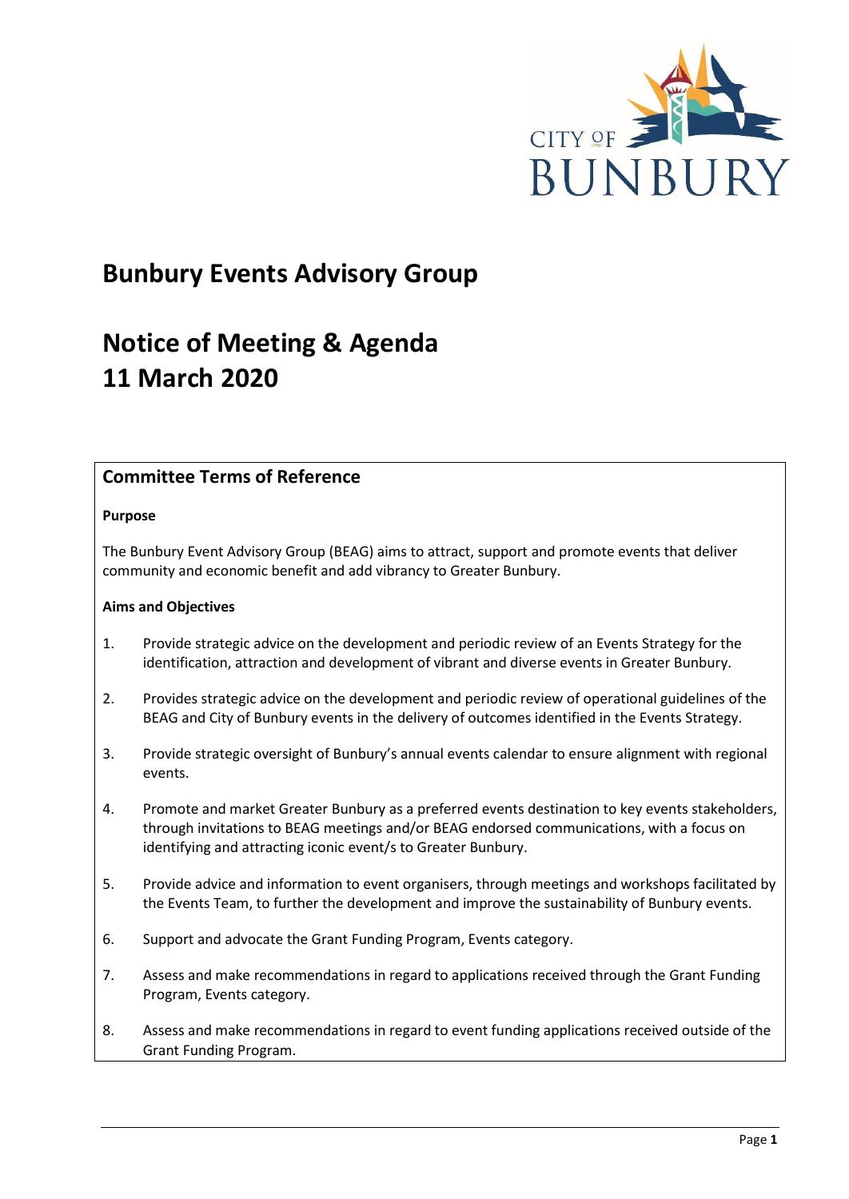# Bunbury Events Advisory Group

# Notice of Meeting & Agenda
# 11 March 2020

## Committee Terms of Reference

**Purpose**

The Bunbury Event Advisory Group (BEAG) aims to attract, support and promote events that deliver community and economic benefit and add vibrancy to Greater Bunbury.

**Aims and Objectives**

1. Provide strategic advice on the development and periodic review of an Events Strategy for the identification, attraction and development of vibrant and diverse events in Greater Bunbury.
2. Provides strategic advice on the development and periodic review of operational guidelines of the BEAG and City of Bunbury events in the delivery of outcomes identified in the Events Strategy.
3. Provide strategic oversight of Bunbury's annual events calendar to ensure alignment with regional events.
4. Promote and market Greater Bunbury as a preferred events destination to key events stakeholders, through invitations to BEAG meetings and/or BEAG endorsed communications, with a focus on identifying and attracting iconic event/s to Greater Bunbury.
5. Provide advice and information to event organisers, through meetings and workshops facilitated by the Events Team, to further the development and improve the sustainability of Bunbury events.
6. Support and advocate the Grant Funding Program, Events category.
7. Assess and make recommendations in regard to applications received through the Grant Funding Program, Events category.
8. Assess and make recommendations in regard to event funding applications received outside of the Grant Funding Program.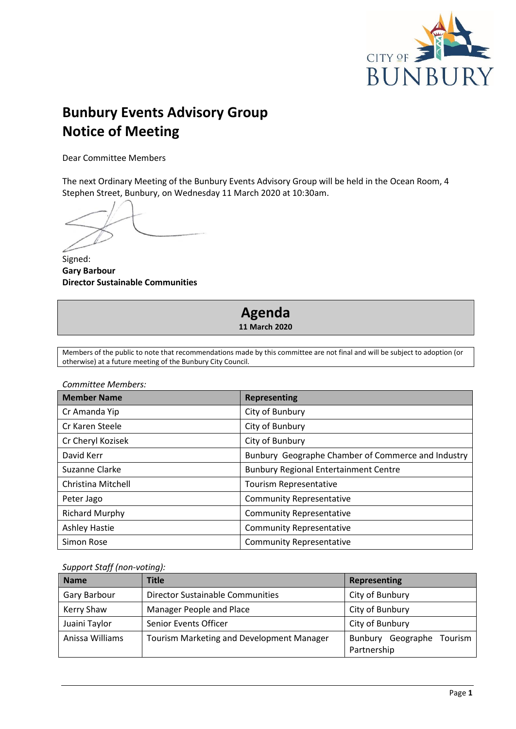# Bunbury Events Advisory Group
# Notice of Meeting

Dear Committee Members

The next Ordinary Meeting of the Bunbury Events Advisory Group will be held in the Ocean Room, 4 Stephen Street, Bunbury, on Wednesday 11 March 2020 at 10:30am.

Signed:
**Gary Barbour**
**Director Sustainable Communities**

## Agenda

**11 March 2020**

Members of the public to note that recommendations made by this committee are not final and will be subject to adoption (or otherwise) at a future meeting of the Bunbury City Council.

*Committee Members:*

| Member Name | Representing |
|---|---|
| Cr Amanda Yip | City of Bunbury |
| Cr Karen Steele | City of Bunbury |
| Cr Cheryl Kozisek | City of Bunbury |
| David Kerr | Bunbury Geographe Chamber of Commerce and Industry |
| Suzanne Clarke | Bunbury Regional Entertainment Centre |
| Christina Mitchell | Tourism Representative |
| Peter Jago | Community Representative |
| Richard Murphy | Community Representative |
| Ashley Hastie | Community Representative |
| Simon Rose | Community Representative |

*Support Staff (non-voting):*

| Name | Title | Representing |
|---|---|---|
| Gary Barbour | Director Sustainable Communities | City of Bunbury |
| Kerry Shaw | Manager People and Place | City of Bunbury |
| Juaini Taylor | Senior Events Officer | City of Bunbury |
| Anissa Williams | Tourism Marketing and Development Manager | Bunbury Geographe Tourism Partnership |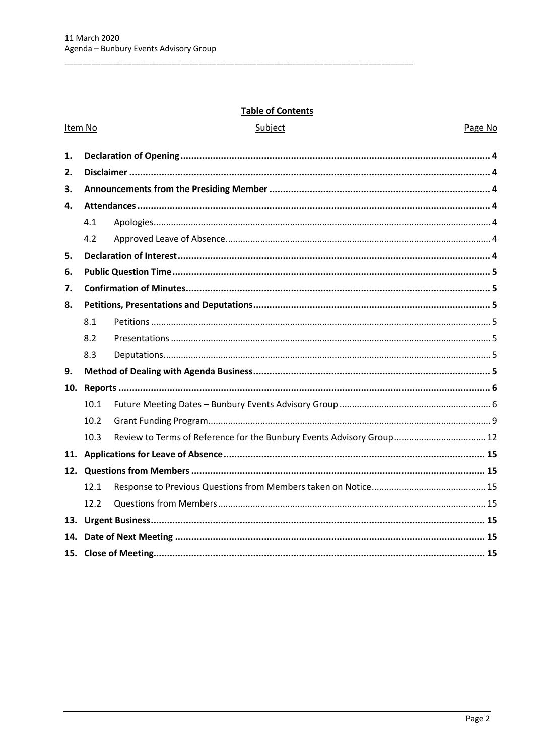**Table of Contents**

| Item No | | Subject | Page No |
|---|---|---|---|
| **1.** | | **Declaration of Opening** | **4** |
| **2.** | | **Disclaimer** | **4** |
| **3.** | | **Announcements from the Presiding Member** | **4** |
| **4.** | | **Attendances** | **4** |
| | 4.1 | Apologies | 4 |
| | 4.2 | Approved Leave of Absence | 4 |
| **5.** | | **Declaration of Interest** | **4** |
| **6.** | | **Public Question Time** | **5** |
| **7.** | | **Confirmation of Minutes** | **5** |
| **8.** | | **Petitions, Presentations and Deputations** | **5** |
| | 8.1 | Petitions | 5 |
| | 8.2 | Presentations | 5 |
| | 8.3 | Deputations | 5 |
| **9.** | | **Method of Dealing with Agenda Business** | **5** |
| **10.** | | **Reports** | **6** |
| | 10.1 | Future Meeting Dates – Bunbury Events Advisory Group | 6 |
| | 10.2 | Grant Funding Program | 9 |
| | 10.3 | Review to Terms of Reference for the Bunbury Events Advisory Group | 12 |
| **11.** | | **Applications for Leave of Absence** | **15** |
| **12.** | | **Questions from Members** | **15** |
| | 12.1 | Response to Previous Questions from Members taken on Notice | 15 |
| | 12.2 | Questions from Members | 15 |
| **13.** | | **Urgent Business** | **15** |
| **14.** | | **Date of Next Meeting** | **15** |
| **15.** | | **Close of Meeting** | **15** |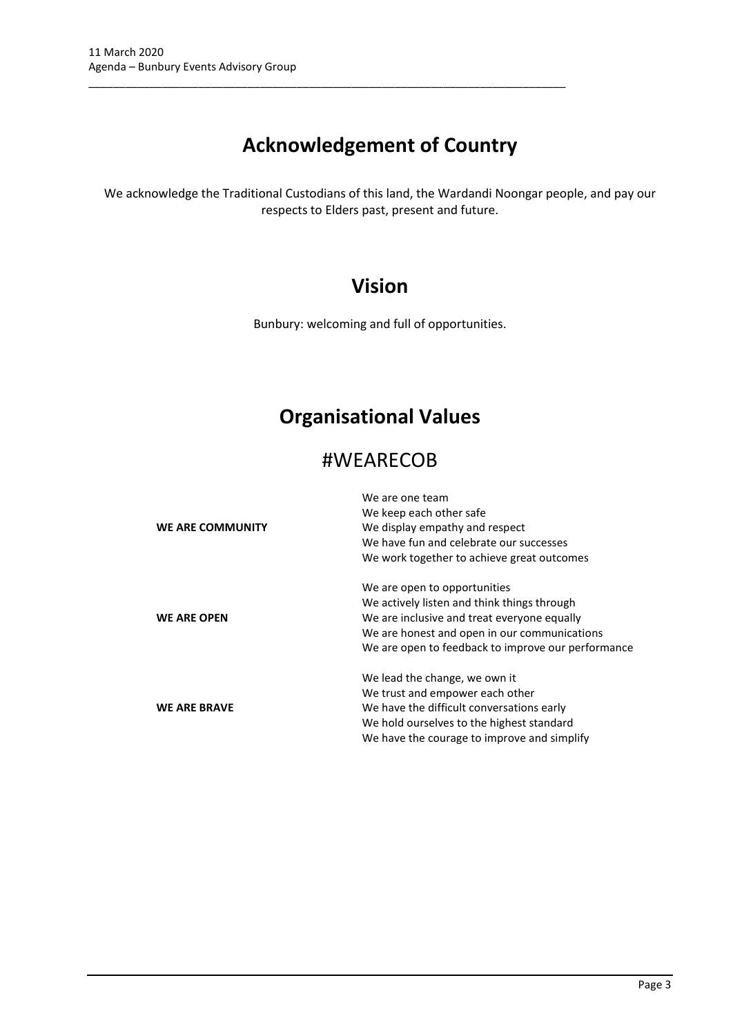# Acknowledgement of Country

We acknowledge the Traditional Custodians of this land, the Wardandi Noongar people, and pay our respects to Elders past, present and future.

# Vision

Bunbury: welcoming and full of opportunities.

# Organisational Values

## #WEARECOB

| | |
|---|---|
| **WE ARE COMMUNITY** | We are one team<br>We keep each other safe<br>We display empathy and respect<br>We have fun and celebrate our successes<br>We work together to achieve great outcomes |
| **WE ARE OPEN** | We are open to opportunities<br>We actively listen and think things through<br>We are inclusive and treat everyone equally<br>We are honest and open in our communications<br>We are open to feedback to improve our performance |
| **WE ARE BRAVE** | We lead the change, we own it<br>We trust and empower each other<br>We have the difficult conversations early<br>We hold ourselves to the highest standard<br>We have the courage to improve and simplify |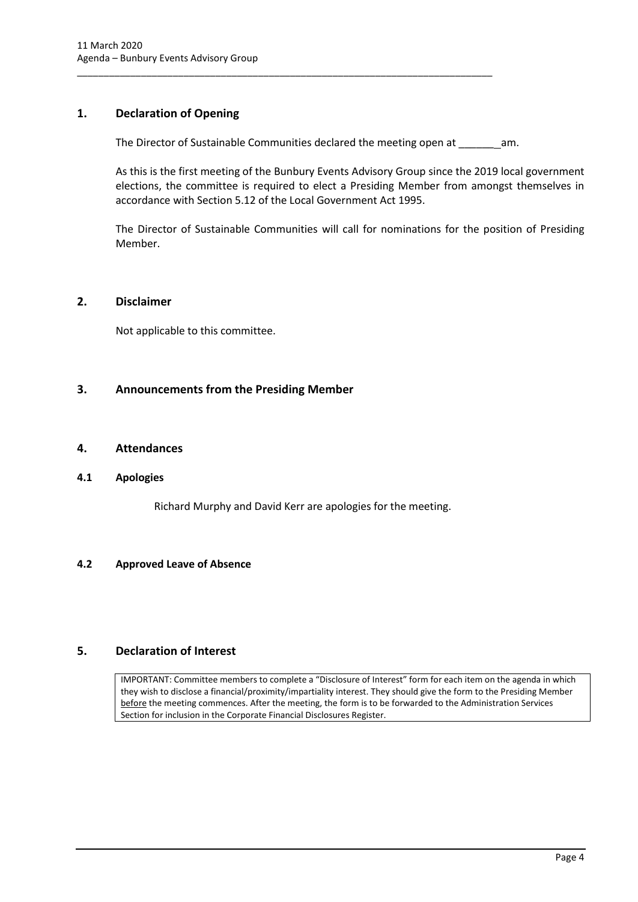## 1. Declaration of Opening

The Director of Sustainable Communities declared the meeting open at _______am.

As this is the first meeting of the Bunbury Events Advisory Group since the 2019 local government elections, the committee is required to elect a Presiding Member from amongst themselves in accordance with Section 5.12 of the Local Government Act 1995.

The Director of Sustainable Communities will call for nominations for the position of Presiding Member.

## 2. Disclaimer

Not applicable to this committee.

## 3. Announcements from the Presiding Member

## 4. Attendances

### 4.1 Apologies

Richard Murphy and David Kerr are apologies for the meeting.

### 4.2 Approved Leave of Absence

## 5. Declaration of Interest

IMPORTANT: Committee members to complete a "Disclosure of Interest" form for each item on the agenda in which they wish to disclose a financial/proximity/impartiality interest. They should give the form to the Presiding Member before the meeting commences. After the meeting, the form is to be forwarded to the Administration Services Section for inclusion in the Corporate Financial Disclosures Register.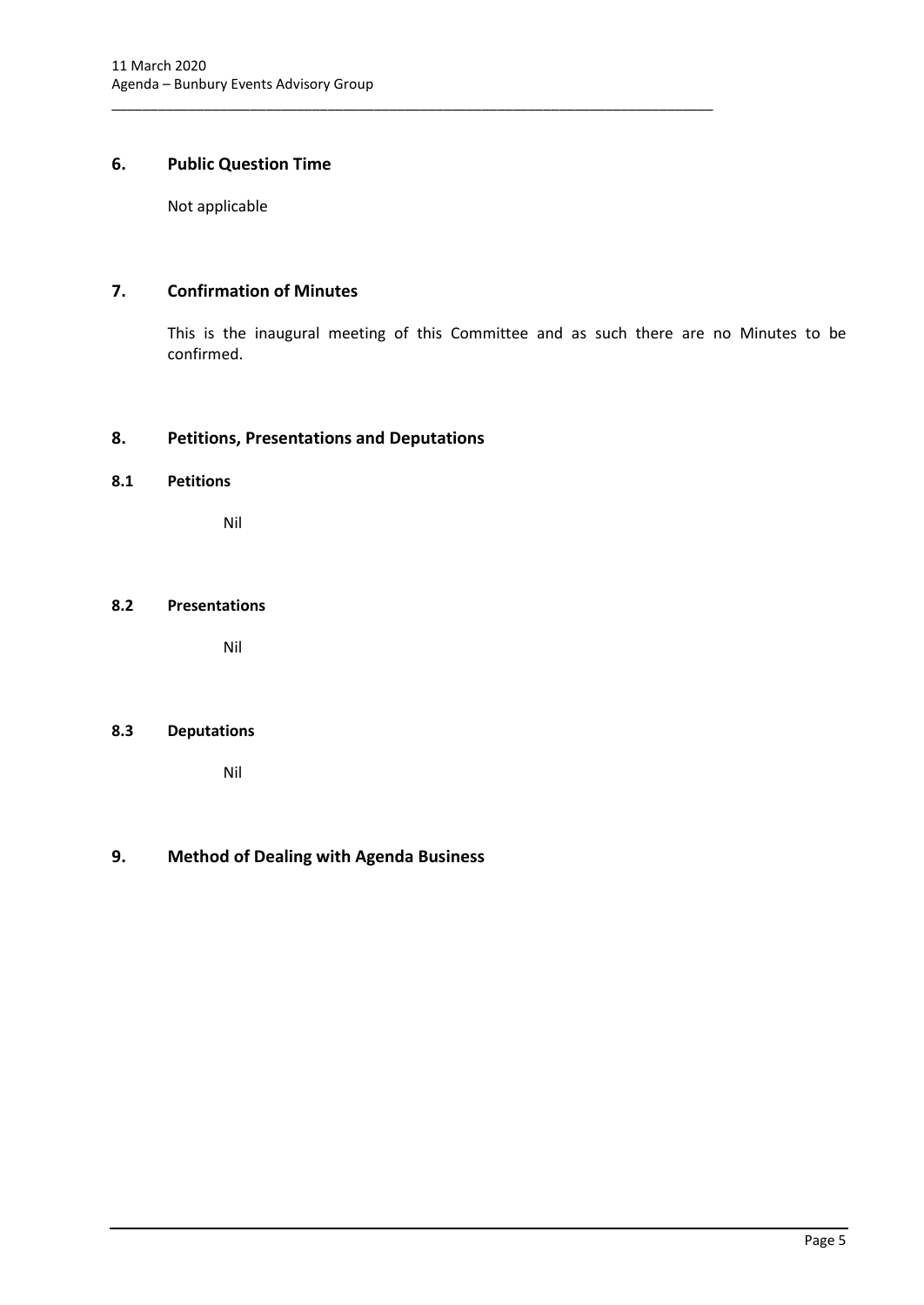## 6. Public Question Time

Not applicable

## 7. Confirmation of Minutes

This is the inaugural meeting of this Committee and as such there are no Minutes to be confirmed.

## 8. Petitions, Presentations and Deputations

### 8.1 Petitions

Nil

### 8.2 Presentations

Nil

### 8.3 Deputations

Nil

## 9. Method of Dealing with Agenda Business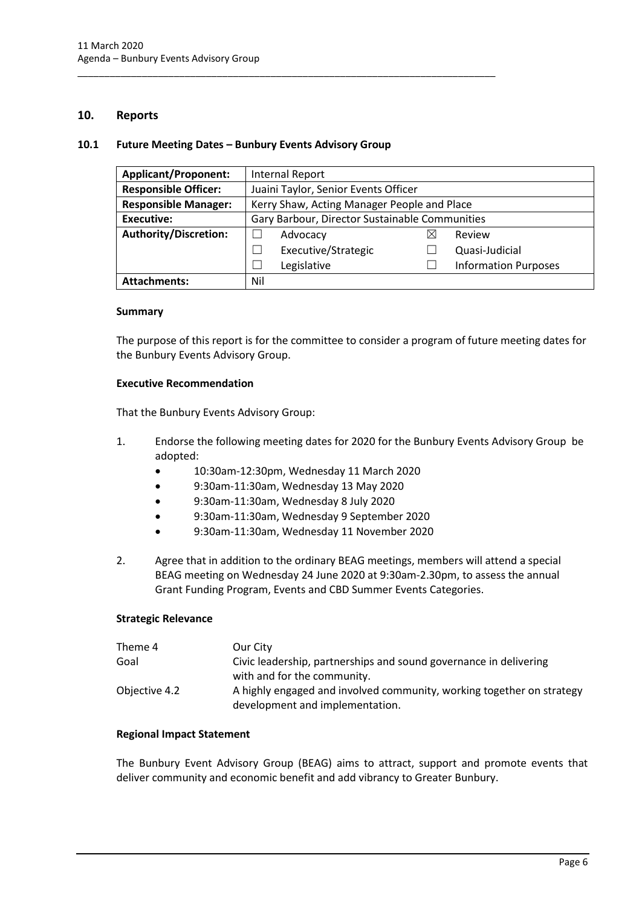## 10. Reports

### 10.1 Future Meeting Dates – Bunbury Events Advisory Group

| **Applicant/Proponent:** | Internal Report | | | |
|---|---|---|---|---|
| **Responsible Officer:** | Juaini Taylor, Senior Events Officer | | | |
| **Responsible Manager:** | Kerry Shaw, Acting Manager People and Place | | | |
| **Executive:** | Gary Barbour, Director Sustainable Communities | | | |
| **Authority/Discretion:** | ☐ | Advocacy | ☒ | Review |
| | ☐ | Executive/Strategic | ☐ | Quasi-Judicial |
| | ☐ | Legislative | ☐ | Information Purposes |
| **Attachments:** | Nil | | | |

#### Summary

The purpose of this report is for the committee to consider a program of future meeting dates for the Bunbury Events Advisory Group.

#### Executive Recommendation

That the Bunbury Events Advisory Group:

1. Endorse the following meeting dates for 2020 for the Bunbury Events Advisory Group be adopted:
   - 10:30am-12:30pm, Wednesday 11 March 2020
   - 9:30am-11:30am, Wednesday 13 May 2020
   - 9:30am-11:30am, Wednesday 8 July 2020
   - 9:30am-11:30am, Wednesday 9 September 2020
   - 9:30am-11:30am, Wednesday 11 November 2020
2. Agree that in addition to the ordinary BEAG meetings, members will attend a special BEAG meeting on Wednesday 24 June 2020 at 9:30am-2.30pm, to assess the annual Grant Funding Program, Events and CBD Summer Events Categories.

#### Strategic Relevance

| | |
|---|---|
| Theme 4 | Our City |
| Goal | Civic leadership, partnerships and sound governance in delivering with and for the community. |
| Objective 4.2 | A highly engaged and involved community, working together on strategy development and implementation. |

#### Regional Impact Statement

The Bunbury Event Advisory Group (BEAG) aims to attract, support and promote events that deliver community and economic benefit and add vibrancy to Greater Bunbury.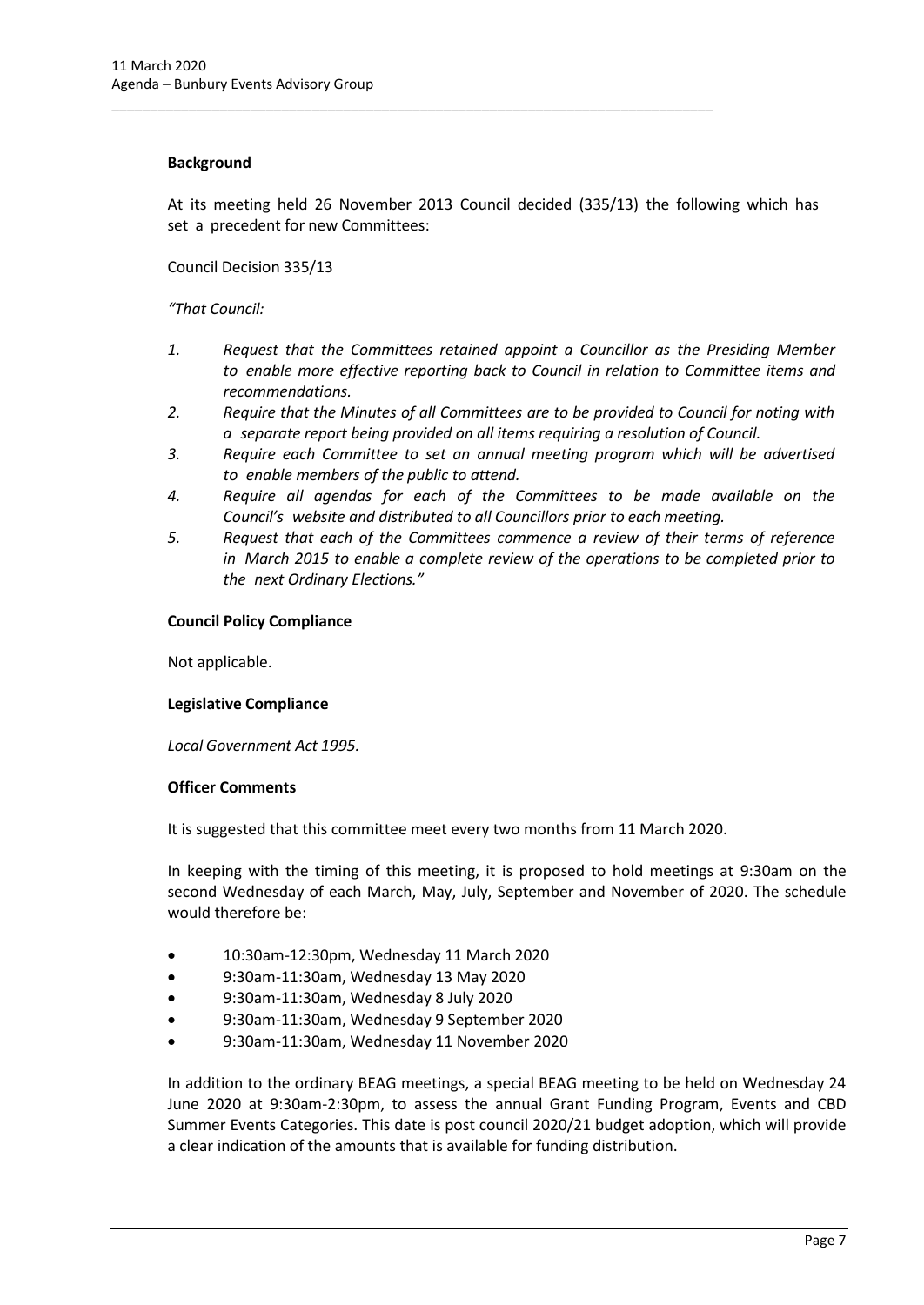**Background**

At its meeting held 26 November 2013 Council decided (335/13) the following which has set a precedent for new Committees:

Council Decision 335/13

*"That Council:*

1. *Request that the Committees retained appoint a Councillor as the Presiding Member to enable more effective reporting back to Council in relation to Committee items and recommendations.*
2. *Require that the Minutes of all Committees are to be provided to Council for noting with a separate report being provided on all items requiring a resolution of Council.*
3. *Require each Committee to set an annual meeting program which will be advertised to enable members of the public to attend.*
4. *Require all agendas for each of the Committees to be made available on the Council's website and distributed to all Councillors prior to each meeting.*
5. *Request that each of the Committees commence a review of their terms of reference in March 2015 to enable a complete review of the operations to be completed prior to the next Ordinary Elections."*

**Council Policy Compliance**

Not applicable.

**Legislative Compliance**

*Local Government Act 1995.*

**Officer Comments**

It is suggested that this committee meet every two months from 11 March 2020.

In keeping with the timing of this meeting, it is proposed to hold meetings at 9:30am on the second Wednesday of each March, May, July, September and November of 2020. The schedule would therefore be:

- 10:30am-12:30pm, Wednesday 11 March 2020
- 9:30am-11:30am, Wednesday 13 May 2020
- 9:30am-11:30am, Wednesday 8 July 2020
- 9:30am-11:30am, Wednesday 9 September 2020
- 9:30am-11:30am, Wednesday 11 November 2020

In addition to the ordinary BEAG meetings, a special BEAG meeting to be held on Wednesday 24 June 2020 at 9:30am-2:30pm, to assess the annual Grant Funding Program, Events and CBD Summer Events Categories. This date is post council 2020/21 budget adoption, which will provide a clear indication of the amounts that is available for funding distribution.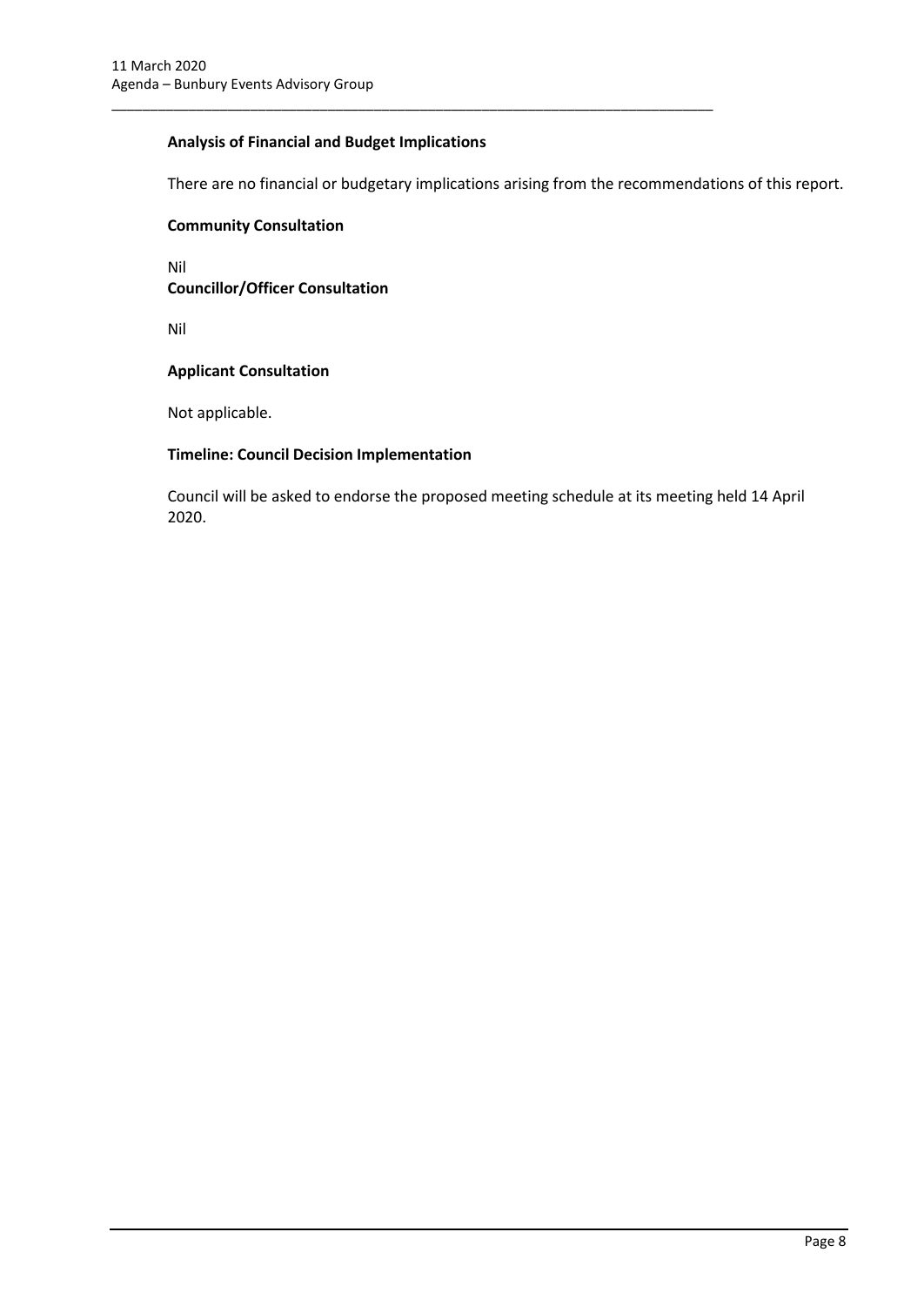**Analysis of Financial and Budget Implications**

There are no financial or budgetary implications arising from the recommendations of this report.

**Community Consultation**

Nil

**Councillor/Officer Consultation**

Nil

**Applicant Consultation**

Not applicable.

**Timeline: Council Decision Implementation**

Council will be asked to endorse the proposed meeting schedule at its meeting held 14 April 2020.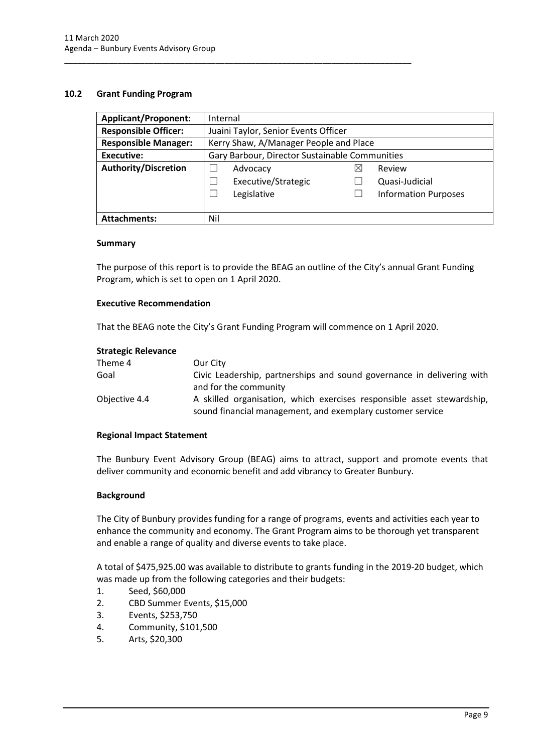## 10.2 Grant Funding Program

| **Applicant/Proponent:** | Internal | | | |
|---|---|---|---|---|
| **Responsible Officer:** | Juaini Taylor, Senior Events Officer | | | |
| **Responsible Manager:** | Kerry Shaw, A/Manager People and Place | | | |
| **Executive:** | Gary Barbour, Director Sustainable Communities | | | |
| **Authority/Discretion** | ☐ | Advocacy | ☒ | Review |
| | ☐ | Executive/Strategic | ☐ | Quasi-Judicial |
| | ☐ | Legislative | ☐ | Information Purposes |
| **Attachments:** | Nil | | | |

### Summary

The purpose of this report is to provide the BEAG an outline of the City's annual Grant Funding Program, which is set to open on 1 April 2020.

### Executive Recommendation

That the BEAG note the City's Grant Funding Program will commence on 1 April 2020.

### Strategic Relevance

| | |
|---|---|
| Theme 4 | Our City |
| Goal | Civic Leadership, partnerships and sound governance in delivering with and for the community |
| Objective 4.4 | A skilled organisation, which exercises responsible asset stewardship, sound financial management, and exemplary customer service |

### Regional Impact Statement

The Bunbury Event Advisory Group (BEAG) aims to attract, support and promote events that deliver community and economic benefit and add vibrancy to Greater Bunbury.

### Background

The City of Bunbury provides funding for a range of programs, events and activities each year to enhance the community and economy. The Grant Program aims to be thorough yet transparent and enable a range of quality and diverse events to take place.

A total of $475,925.00 was available to distribute to grants funding in the 2019-20 budget, which was made up from the following categories and their budgets:

1. Seed, $60,000
2. CBD Summer Events, $15,000
3. Events, $253,750
4. Community, $101,500
5. Arts, $20,300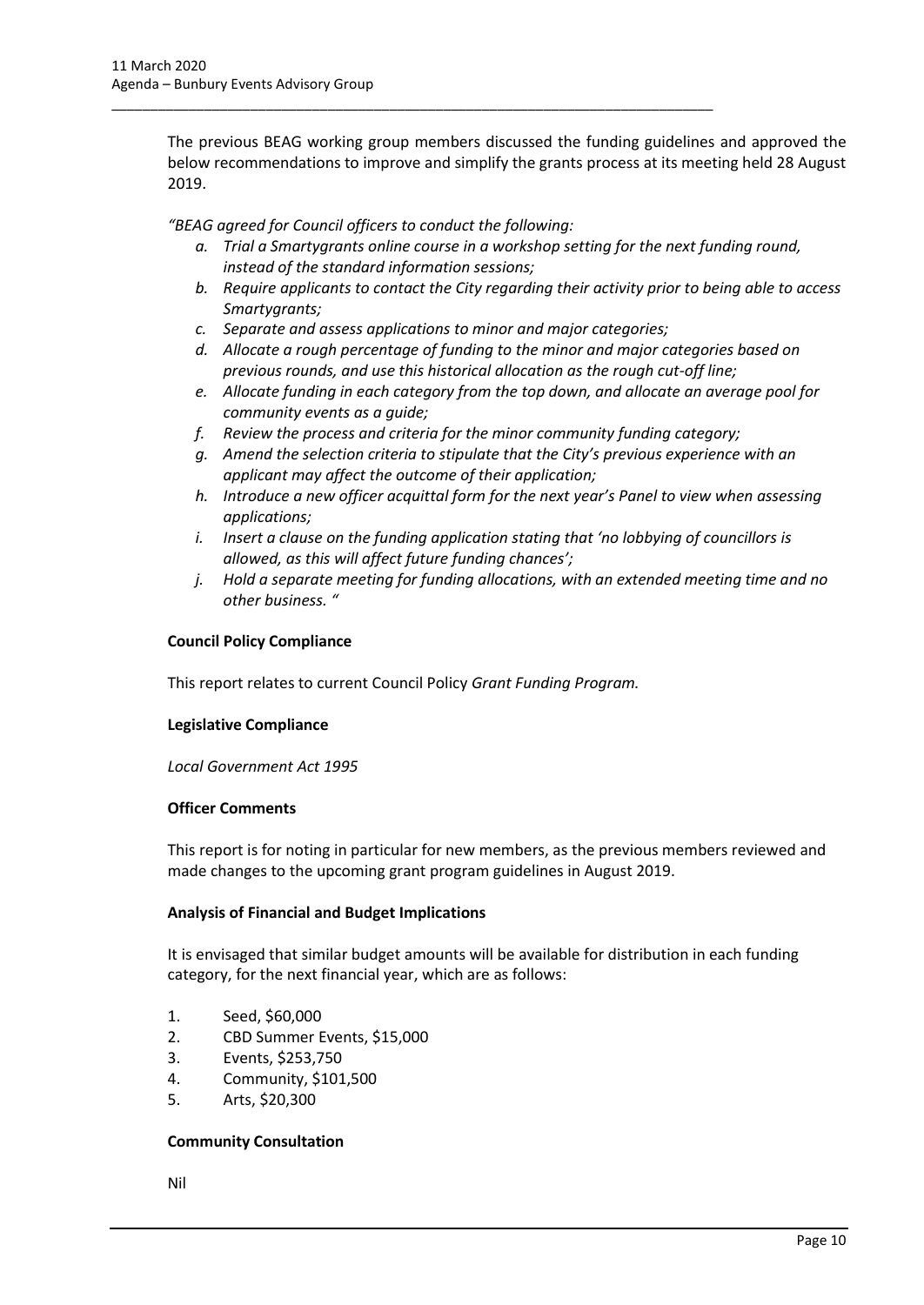The previous BEAG working group members discussed the funding guidelines and approved the below recommendations to improve and simplify the grants process at its meeting held 28 August 2019.

*"BEAG agreed for Council officers to conduct the following:*

*a. Trial a Smartygrants online course in a workshop setting for the next funding round, instead of the standard information sessions;*
*b. Require applicants to contact the City regarding their activity prior to being able to access Smartygrants;*
*c. Separate and assess applications to minor and major categories;*
*d. Allocate a rough percentage of funding to the minor and major categories based on previous rounds, and use this historical allocation as the rough cut-off line;*
*e. Allocate funding in each category from the top down, and allocate an average pool for community events as a guide;*
*f. Review the process and criteria for the minor community funding category;*
*g. Amend the selection criteria to stipulate that the City's previous experience with an applicant may affect the outcome of their application;*
*h. Introduce a new officer acquittal form for the next year's Panel to view when assessing applications;*
*i. Insert a clause on the funding application stating that 'no lobbying of councillors is allowed, as this will affect future funding chances';*
*j. Hold a separate meeting for funding allocations, with an extended meeting time and no other business. "*

**Council Policy Compliance**

This report relates to current Council Policy *Grant Funding Program.*

**Legislative Compliance**

*Local Government Act 1995*

**Officer Comments**

This report is for noting in particular for new members, as the previous members reviewed and made changes to the upcoming grant program guidelines in August 2019.

**Analysis of Financial and Budget Implications**

It is envisaged that similar budget amounts will be available for distribution in each funding category, for the next financial year, which are as follows:

1. Seed, $60,000
2. CBD Summer Events, $15,000
3. Events, $253,750
4. Community, $101,500
5. Arts, $20,300

**Community Consultation**

Nil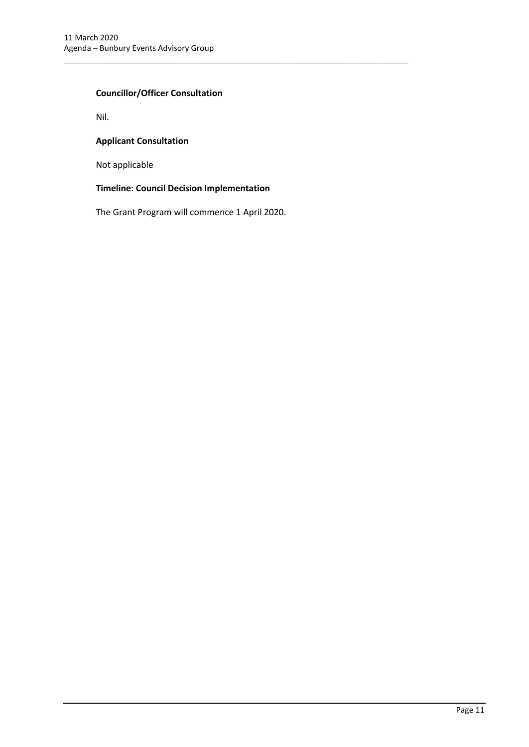**Councillor/Officer Consultation**

Nil.

**Applicant Consultation**

Not applicable

**Timeline: Council Decision Implementation**

The Grant Program will commence 1 April 2020.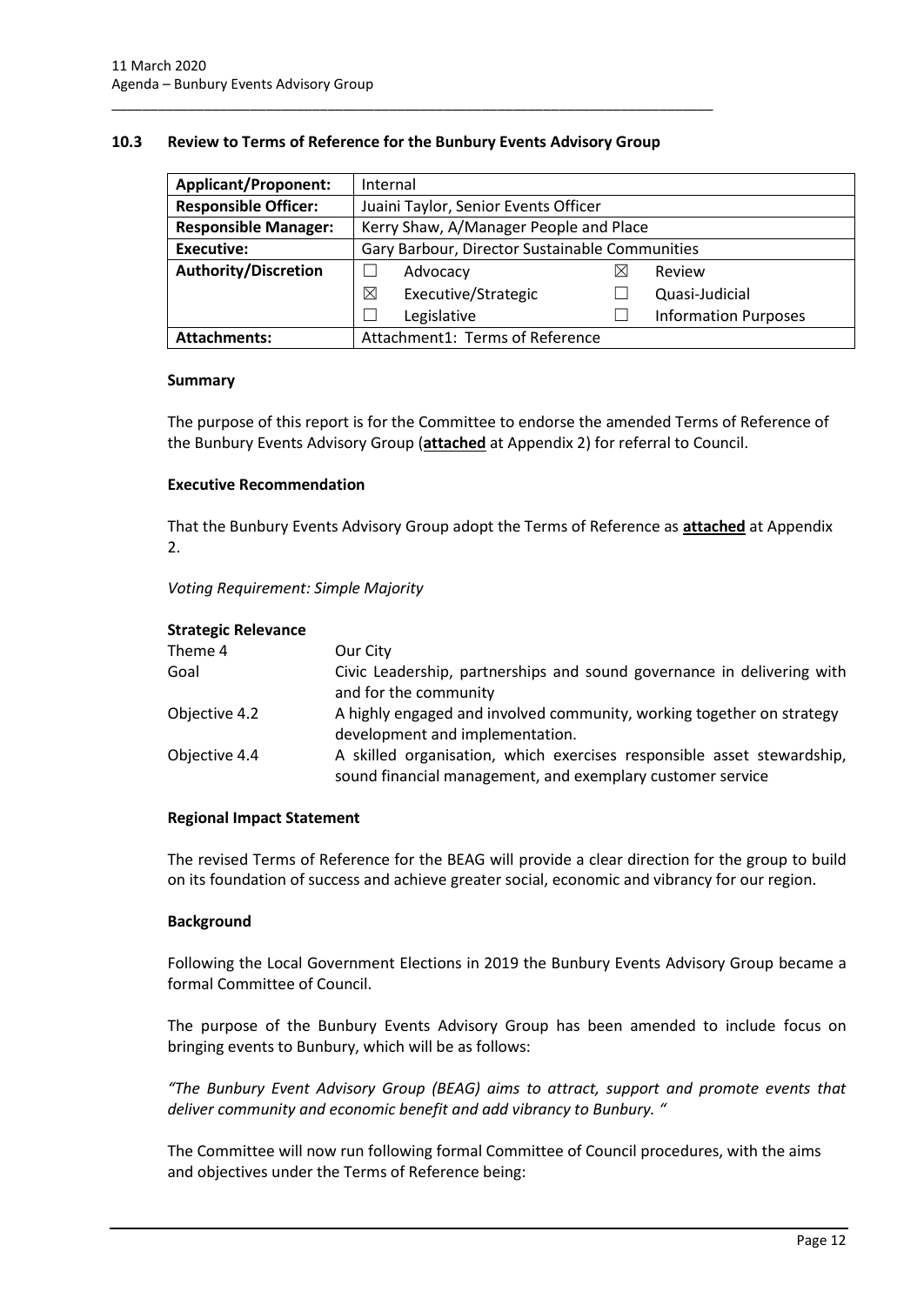## 10.3 Review to Terms of Reference for the Bunbury Events Advisory Group

| Applicant/Proponent: | Internal | | | |
|---|---|---|---|---|
| **Responsible Officer:** | Juaini Taylor, Senior Events Officer | | | |
| **Responsible Manager:** | Kerry Shaw, A/Manager People and Place | | | |
| **Executive:** | Gary Barbour, Director Sustainable Communities | | | |
| **Authority/Discretion** | ☐ | Advocacy | ☒ | Review |
| | ☒ | Executive/Strategic | ☐ | Quasi-Judicial |
| | ☐ | Legislative | ☐ | Information Purposes |
| **Attachments:** | Attachment1: Terms of Reference | | | |

### Summary

The purpose of this report is for the Committee to endorse the amended Terms of Reference of the Bunbury Events Advisory Group (**attached** at Appendix 2) for referral to Council.

### Executive Recommendation

That the Bunbury Events Advisory Group adopt the Terms of Reference as **attached** at Appendix 2.

*Voting Requirement: Simple Majority*

### Strategic Relevance

| | |
|---|---|
| Theme 4 | Our City |
| Goal | Civic Leadership, partnerships and sound governance in delivering with and for the community |
| Objective 4.2 | A highly engaged and involved community, working together on strategy development and implementation. |
| Objective 4.4 | A skilled organisation, which exercises responsible asset stewardship, sound financial management, and exemplary customer service |

### Regional Impact Statement

The revised Terms of Reference for the BEAG will provide a clear direction for the group to build on its foundation of success and achieve greater social, economic and vibrancy for our region.

### Background

Following the Local Government Elections in 2019 the Bunbury Events Advisory Group became a formal Committee of Council.

The purpose of the Bunbury Events Advisory Group has been amended to include focus on bringing events to Bunbury, which will be as follows:

*"The Bunbury Event Advisory Group (BEAG) aims to attract, support and promote events that deliver community and economic benefit and add vibrancy to Bunbury. "*

The Committee will now run following formal Committee of Council procedures, with the aims and objectives under the Terms of Reference being: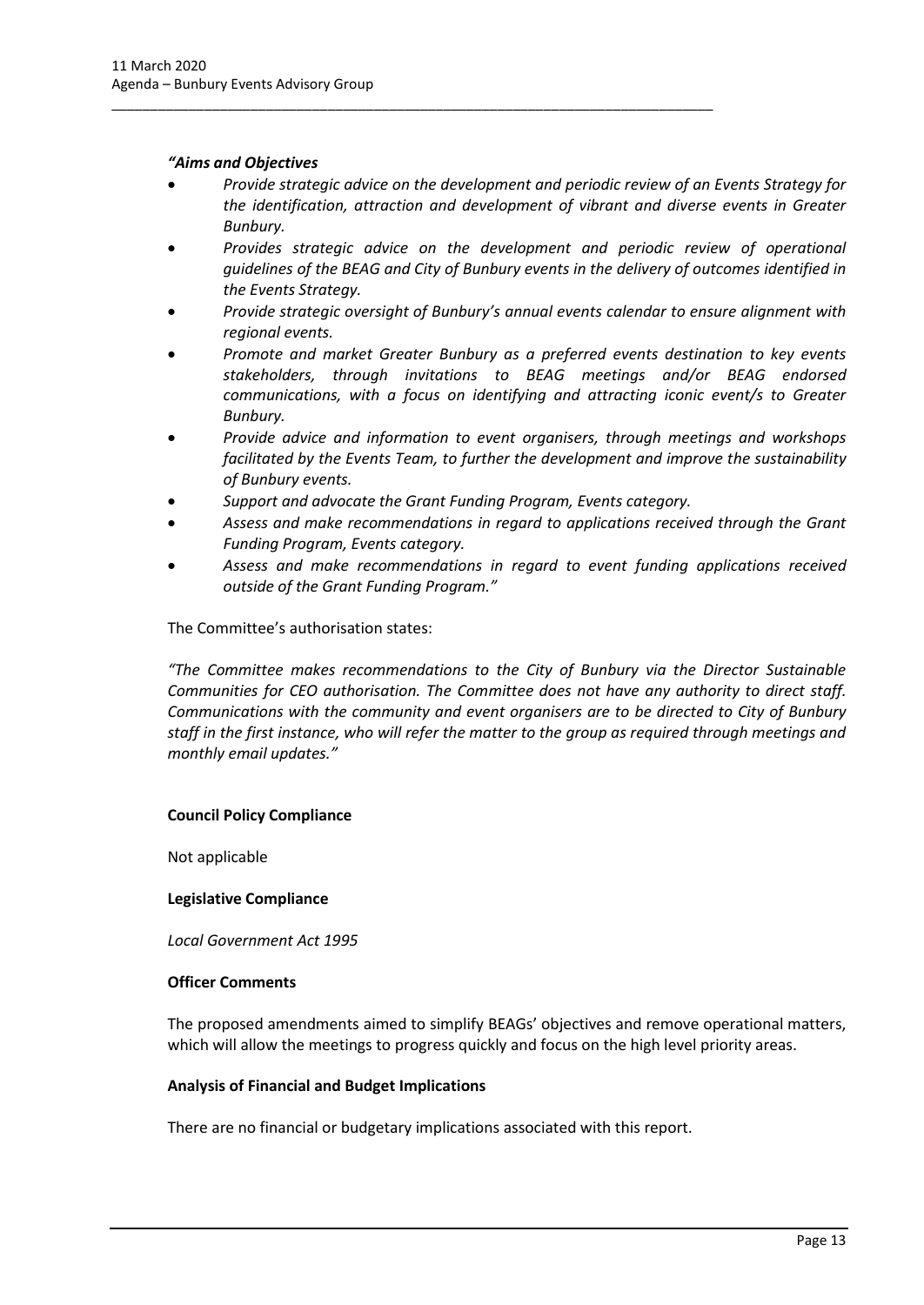***"Aims and Objectives***

- *Provide strategic advice on the development and periodic review of an Events Strategy for the identification, attraction and development of vibrant and diverse events in Greater Bunbury.*
- *Provides strategic advice on the development and periodic review of operational guidelines of the BEAG and City of Bunbury events in the delivery of outcomes identified in the Events Strategy.*
- *Provide strategic oversight of Bunbury's annual events calendar to ensure alignment with regional events.*
- *Promote and market Greater Bunbury as a preferred events destination to key events stakeholders, through invitations to BEAG meetings and/or BEAG endorsed communications, with a focus on identifying and attracting iconic event/s to Greater Bunbury.*
- *Provide advice and information to event organisers, through meetings and workshops facilitated by the Events Team, to further the development and improve the sustainability of Bunbury events.*
- *Support and advocate the Grant Funding Program, Events category.*
- *Assess and make recommendations in regard to applications received through the Grant Funding Program, Events category.*
- *Assess and make recommendations in regard to event funding applications received outside of the Grant Funding Program."*

The Committee's authorisation states:

*"The Committee makes recommendations to the City of Bunbury via the Director Sustainable Communities for CEO authorisation. The Committee does not have any authority to direct staff. Communications with the community and event organisers are to be directed to City of Bunbury staff in the first instance, who will refer the matter to the group as required through meetings and monthly email updates."*

**Council Policy Compliance**

Not applicable

**Legislative Compliance**

*Local Government Act 1995*

**Officer Comments**

The proposed amendments aimed to simplify BEAGs' objectives and remove operational matters, which will allow the meetings to progress quickly and focus on the high level priority areas.

**Analysis of Financial and Budget Implications**

There are no financial or budgetary implications associated with this report.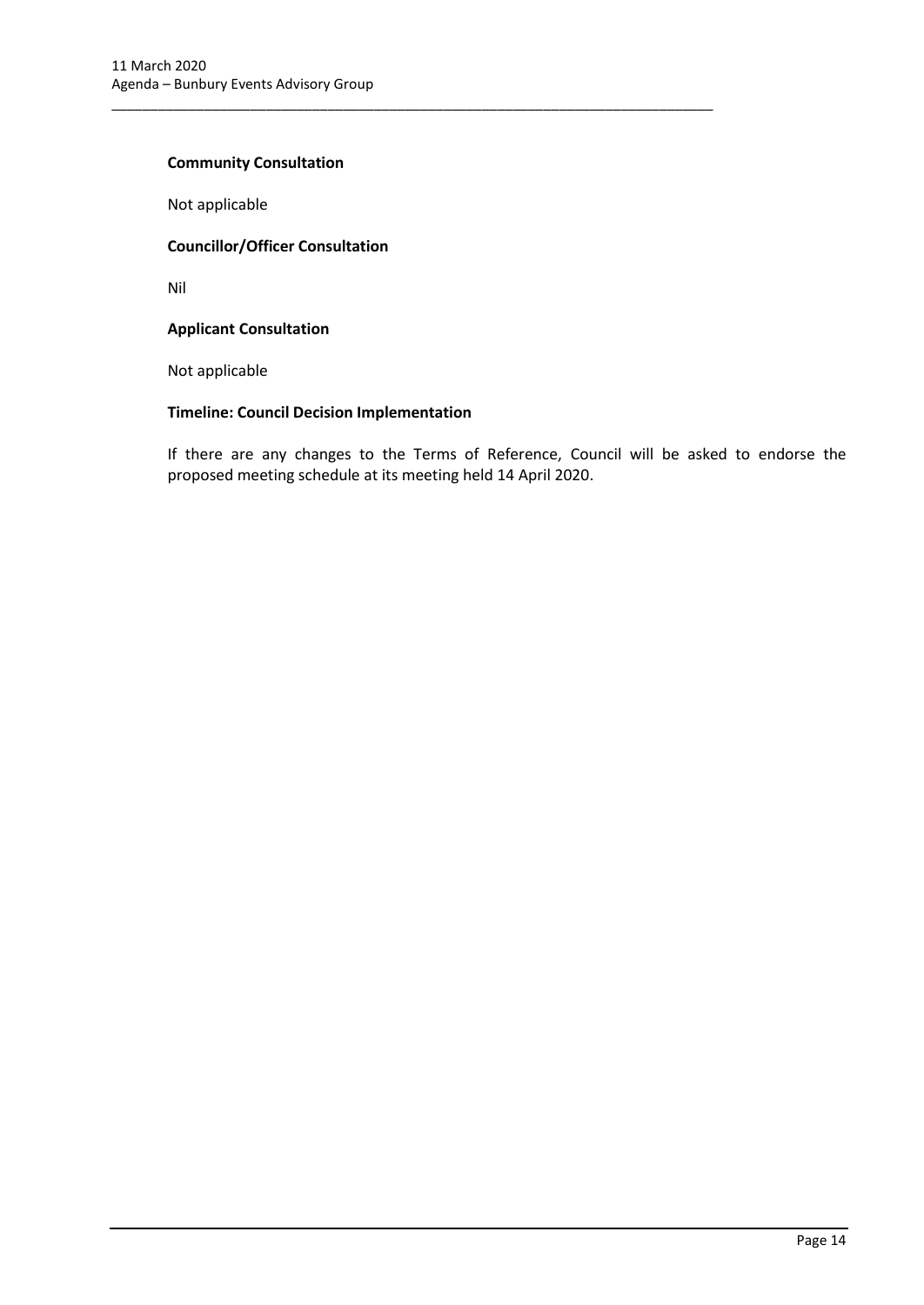**Community Consultation**

Not applicable

**Councillor/Officer Consultation**

Nil

**Applicant Consultation**

Not applicable

**Timeline: Council Decision Implementation**

If there are any changes to the Terms of Reference, Council will be asked to endorse the proposed meeting schedule at its meeting held 14 April 2020.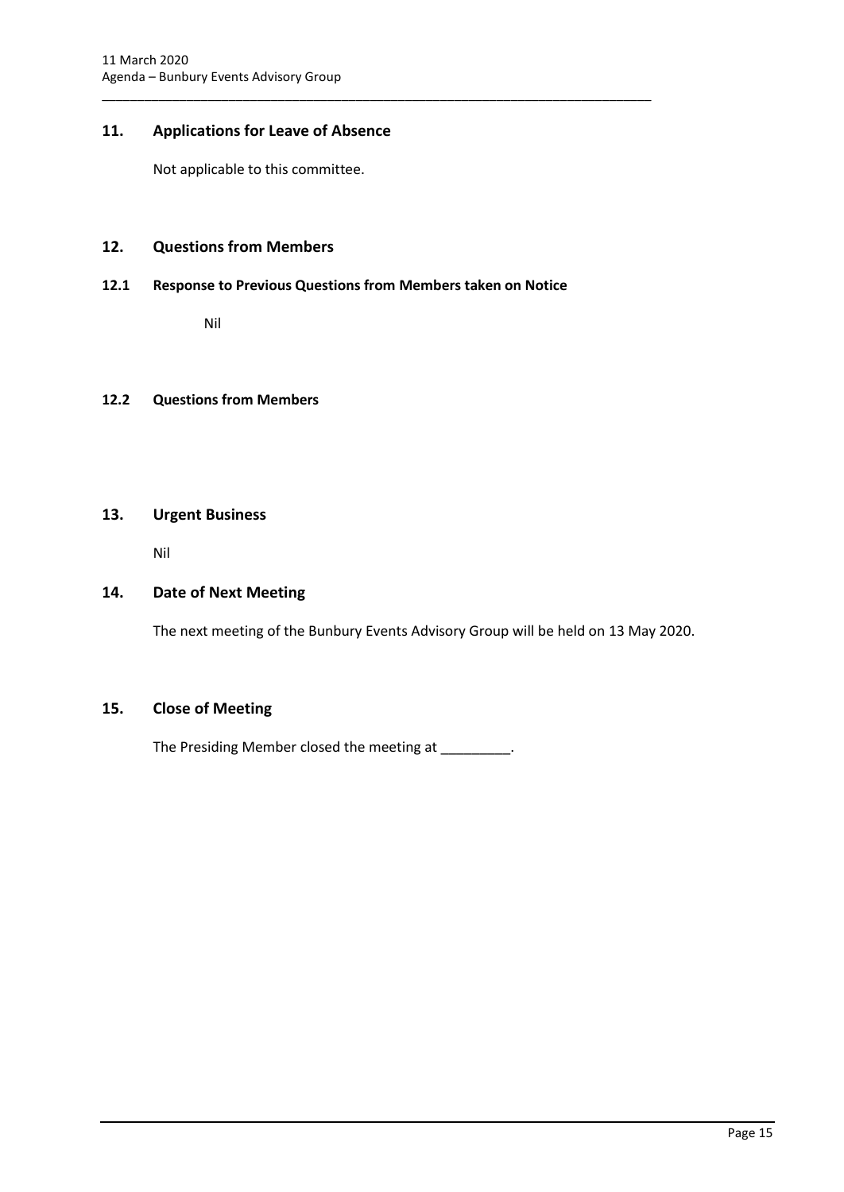## 11. Applications for Leave of Absence

Not applicable to this committee.

## 12. Questions from Members

### 12.1 Response to Previous Questions from Members taken on Notice

Nil

### 12.2 Questions from Members

## 13. Urgent Business

Nil

## 14. Date of Next Meeting

The next meeting of the Bunbury Events Advisory Group will be held on 13 May 2020.

## 15. Close of Meeting

The Presiding Member closed the meeting at _________.